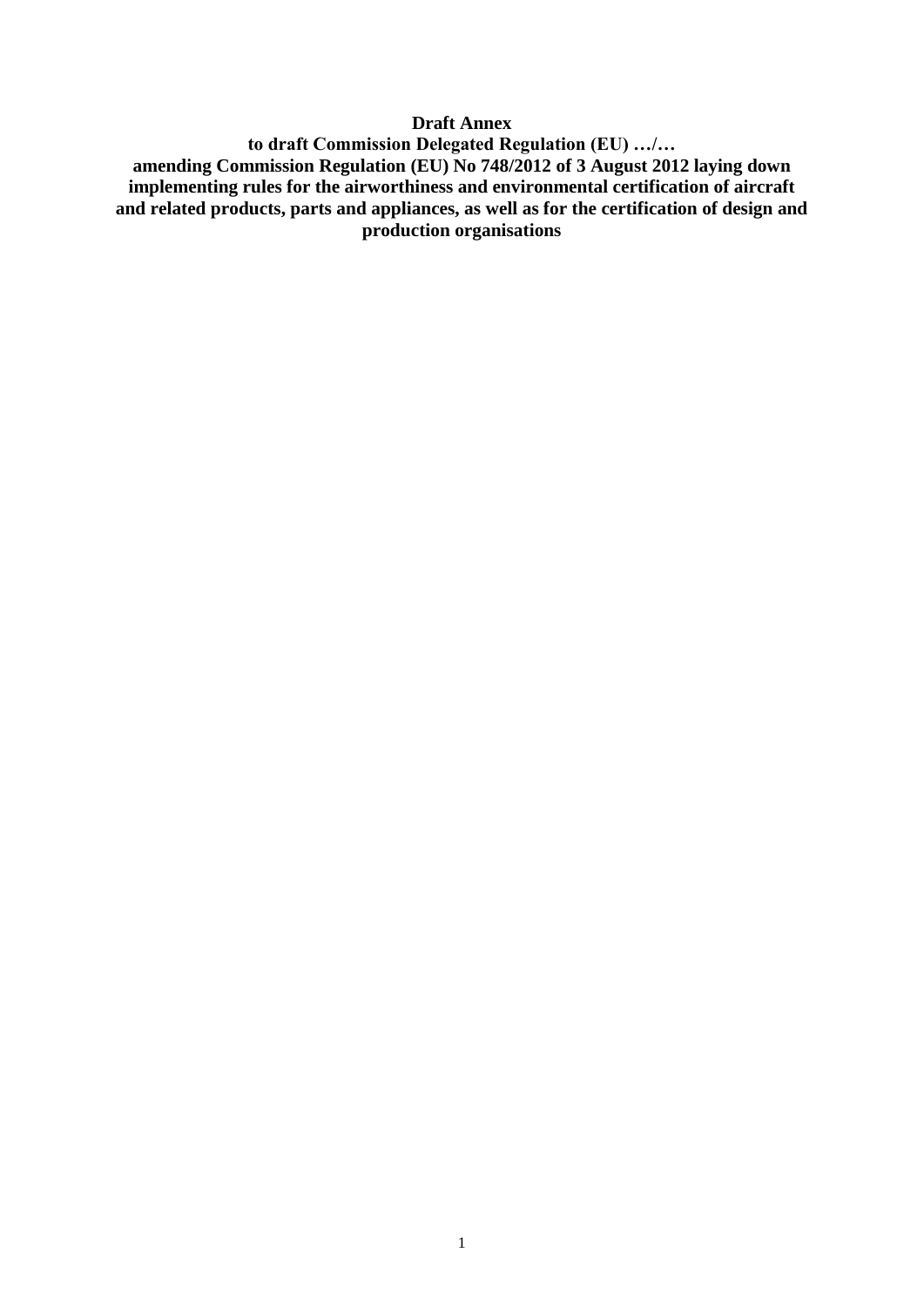**Draft Annex**

**to draft Commission Delegated Regulation (EU) …/…**

**amending Commission Regulation (EU) No 748/2012 of 3 August 2012 laying down implementing rules for the airworthiness and environmental certification of aircraft and related products, parts and appliances, as well as for the certification of design and production organisations**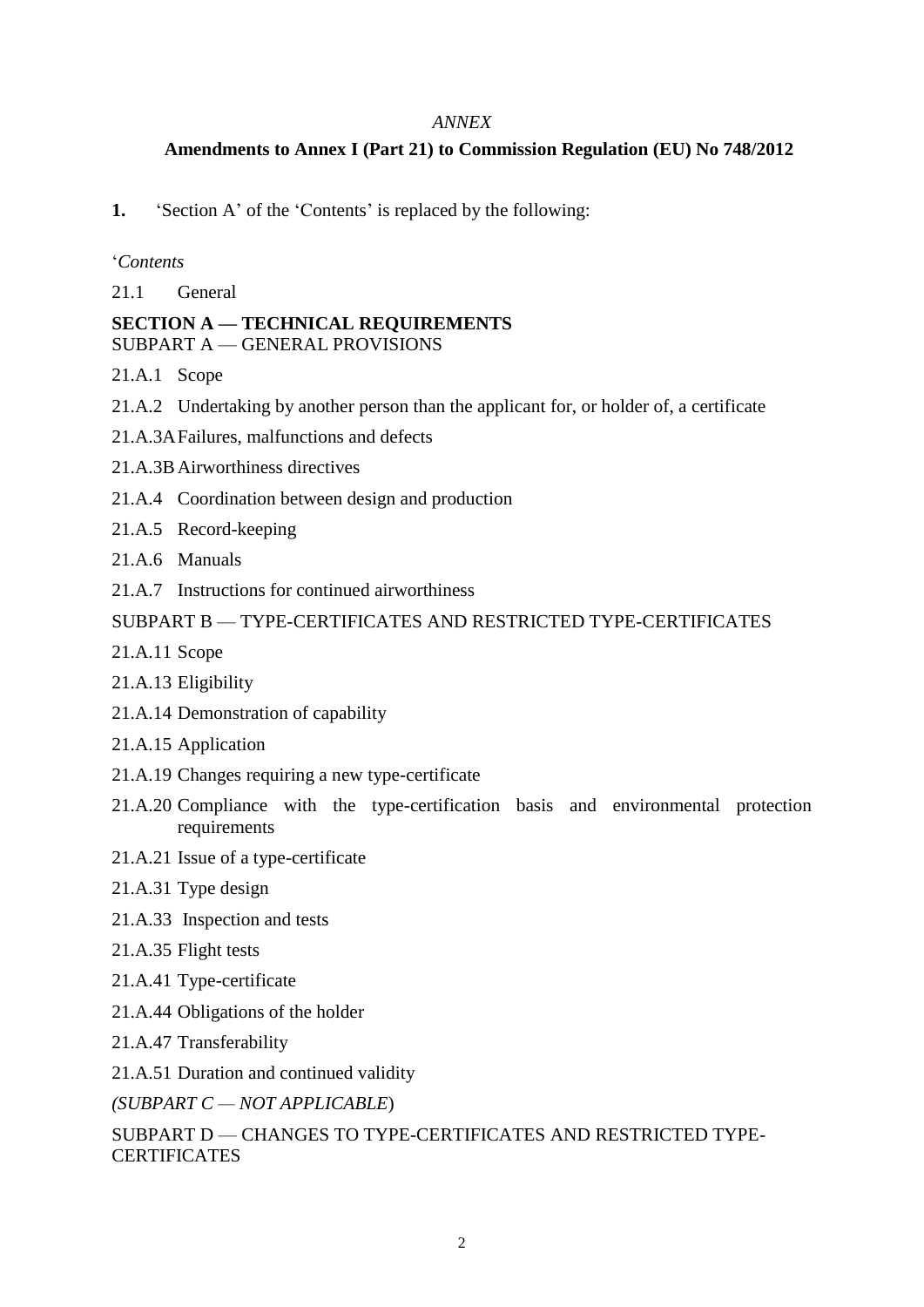*ANNEX*

**Amendments to Annex I (Part 21) to Commission Regulation (EU) No 748/2012**

**1.** 'Section A' of the 'Contents' is replaced by the following:

'*Contents*

21.1 General

**SECTION A — TECHNICAL REQUIREMENTS**

SUBPART A — GENERAL PROVISIONS

21.A.1 Scope

21.A.2 Undertaking by another person than the applicant for, or holder of, a certificate

21.A.3A Failures, malfunctions and defects

21.A.3B Airworthiness directives

21.A.4 Coordination between design and production

21.A.5 Record-keeping

21.A.6 Manuals

21.A.7 Instructions for continued airworthiness

SUBPART B — TYPE-CERTIFICATES AND RESTRICTED TYPE-CERTIFICATES

21.A.11 Scope

21.A.13 Eligibility

21.A.14 Demonstration of capability

21.A.15 Application

21.A.19 Changes requiring a new type-certificate

21.A.20 Compliance with the type-certification basis and environmental protection requirements

21.A.21 Issue of a type-certificate

21.A.31 Type design

21.A.33 Inspection and tests

21.A.35 Flight tests

21.A.41 Type-certificate

21.A.44 Obligations of the holder

21.A.47 Transferability

21.A.51 Duration and continued validity

*(SUBPART C — NOT APPLICABLE*)

SUBPART D — CHANGES TO TYPE-CERTIFICATES AND RESTRICTED TYPE-CERTIFICATES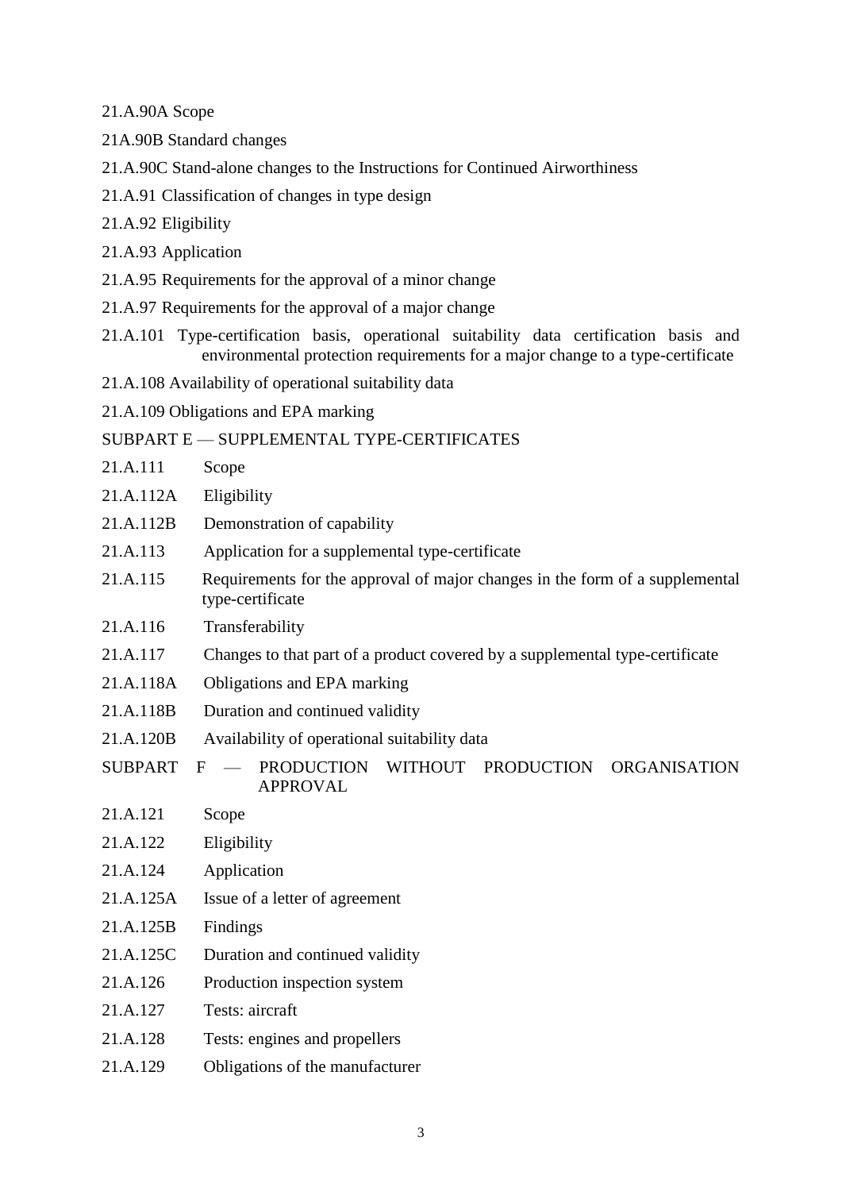21.A.90A Scope

21A.90B Standard changes

21.A.90C Stand-alone changes to the Instructions for Continued Airworthiness

21.A.91 Classification of changes in type design

21.A.92 Eligibility

21.A.93 Application

21.A.95 Requirements for the approval of a minor change

21.A.97 Requirements for the approval of a major change

21.A.101 Type-certification basis, operational suitability data certification basis and environmental protection requirements for a major change to a type-certificate

21.A.108 Availability of operational suitability data

21.A.109 Obligations and EPA marking

SUBPART E — SUPPLEMENTAL TYPE-CERTIFICATES

21.A.111 Scope

21.A.112A Eligibility

21.A.112B Demonstration of capability

21.A.113 Application for a supplemental type-certificate

21.A.115 Requirements for the approval of major changes in the form of a supplemental type-certificate

21.A.116 Transferability

21.A.117 Changes to that part of a product covered by a supplemental type-certificate

21.A.118A Obligations and EPA marking

21.A.118B Duration and continued validity

21.A.120B Availability of operational suitability data

SUBPART F — PRODUCTION WITHOUT PRODUCTION ORGANISATION APPROVAL

21.A.121 Scope

21.A.122 Eligibility

21.A.124 Application

21.A.125A Issue of a letter of agreement

21.A.125B Findings

21.A.125C Duration and continued validity

21.A.126 Production inspection system

21.A.127 Tests: aircraft

21.A.128 Tests: engines and propellers

21.A.129 Obligations of the manufacturer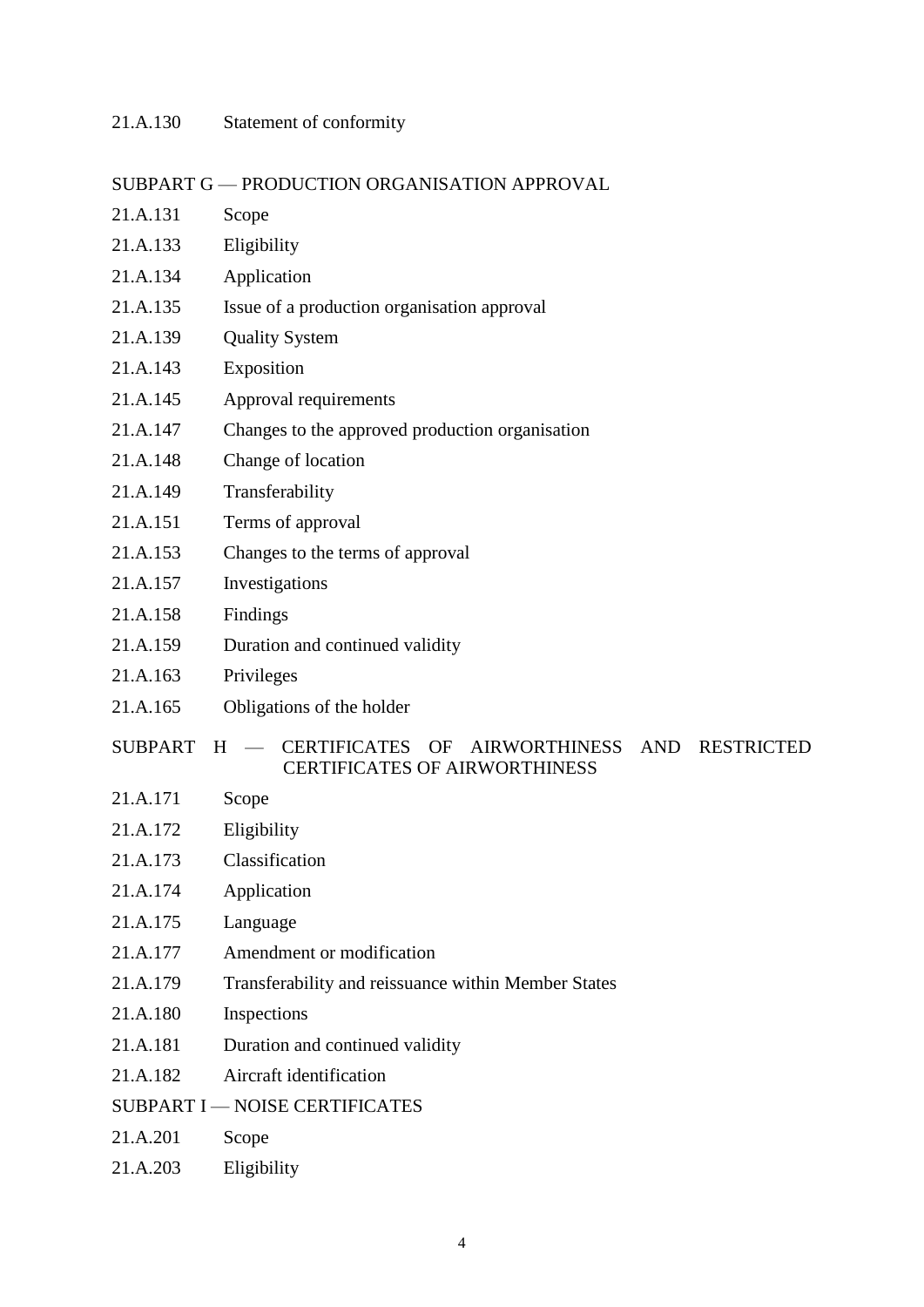21.A.130 Statement of conformity

SUBPART G — PRODUCTION ORGANISATION APPROVAL

21.A.131 Scope

21.A.133 Eligibility

21.A.134 Application

21.A.135 Issue of a production organisation approval

21.A.139 Quality System

21.A.143 Exposition

21.A.145 Approval requirements

21.A.147 Changes to the approved production organisation

21.A.148 Change of location

21.A.149 Transferability

21.A.151 Terms of approval

21.A.153 Changes to the terms of approval

21.A.157 Investigations

21.A.158 Findings

21.A.159 Duration and continued validity

21.A.163 Privileges

21.A.165 Obligations of the holder

SUBPART H — CERTIFICATES OF AIRWORTHINESS AND RESTRICTED CERTIFICATES OF AIRWORTHINESS

21.A.171 Scope

21.A.172 Eligibility

21.A.173 Classification

21.A.174 Application

21.A.175 Language

21.A.177 Amendment or modification

21.A.179 Transferability and reissuance within Member States

21.A.180 Inspections

21.A.181 Duration and continued validity

21.A.182 Aircraft identification

SUBPART I — NOISE CERTIFICATES

21.A.201 Scope

21.A.203 Eligibility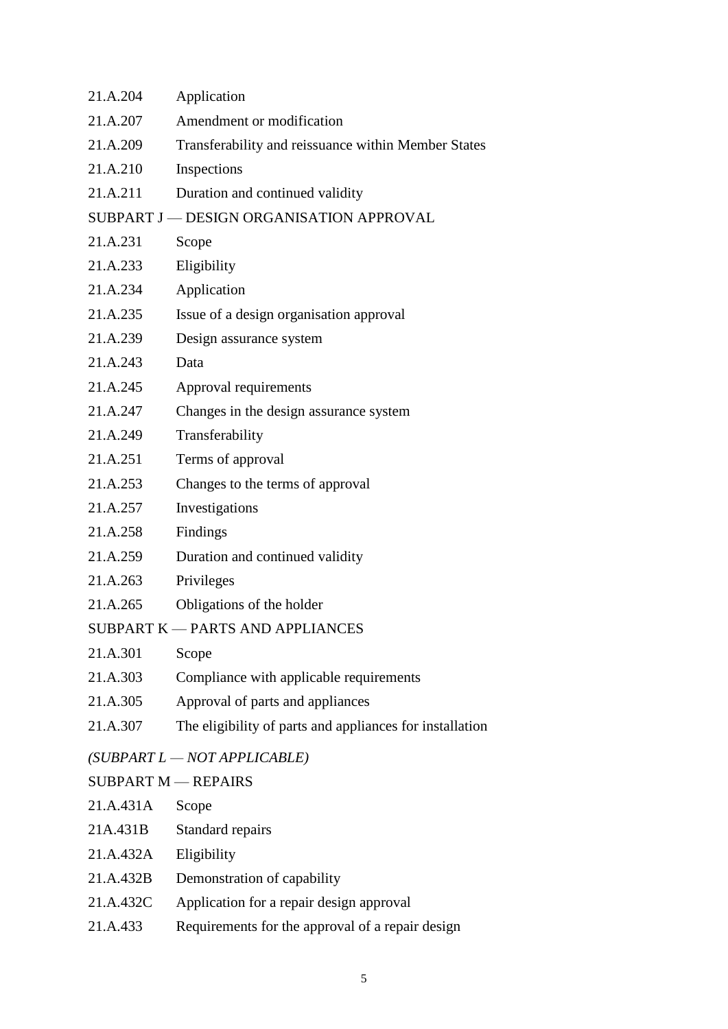| | |
|---|---|
| 21.A.204 | Application |
| 21.A.207 | Amendment or modification |
| 21.A.209 | Transferability and reissuance within Member States |
| 21.A.210 | Inspections |
| 21.A.211 | Duration and continued validity |

SUBPART J — DESIGN ORGANISATION APPROVAL

| | |
|---|---|
| 21.A.231 | Scope |
| 21.A.233 | Eligibility |
| 21.A.234 | Application |
| 21.A.235 | Issue of a design organisation approval |
| 21.A.239 | Design assurance system |
| 21.A.243 | Data |
| 21.A.245 | Approval requirements |
| 21.A.247 | Changes in the design assurance system |
| 21.A.249 | Transferability |
| 21.A.251 | Terms of approval |
| 21.A.253 | Changes to the terms of approval |
| 21.A.257 | Investigations |
| 21.A.258 | Findings |
| 21.A.259 | Duration and continued validity |
| 21.A.263 | Privileges |
| 21.A.265 | Obligations of the holder |

SUBPART K — PARTS AND APPLIANCES

| | |
|---|---|
| 21.A.301 | Scope |
| 21.A.303 | Compliance with applicable requirements |
| 21.A.305 | Approval of parts and appliances |
| 21.A.307 | The eligibility of parts and appliances for installation |

*(SUBPART L — NOT APPLICABLE)*

SUBPART M — REPAIRS

| | |
|---|---|
| 21.A.431A | Scope |
| 21A.431B | Standard repairs |
| 21.A.432A | Eligibility |
| 21.A.432B | Demonstration of capability |
| 21.A.432C | Application for a repair design approval |
| 21.A.433 | Requirements for the approval of a repair design |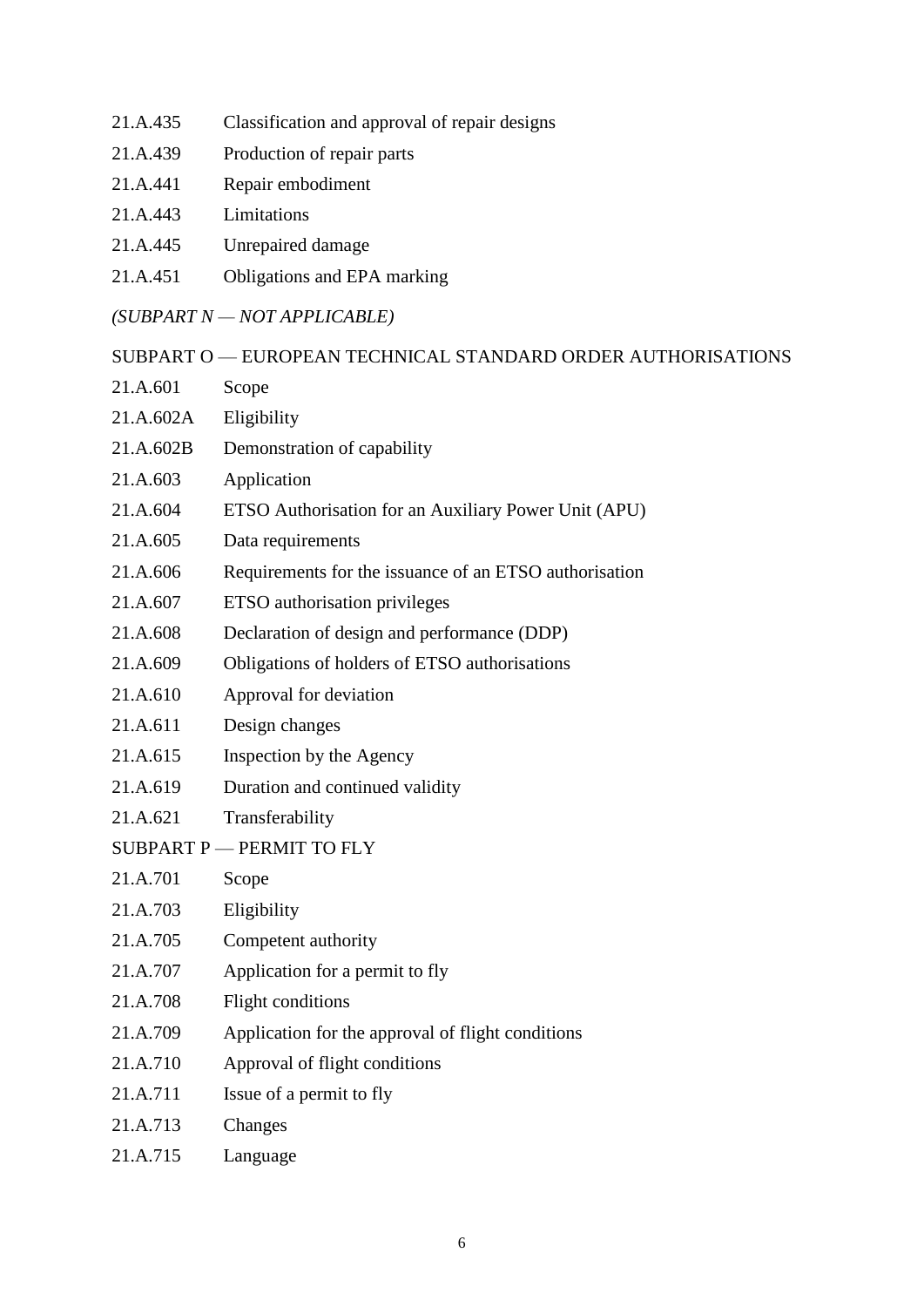21.A.435 Classification and approval of repair designs

21.A.439 Production of repair parts

21.A.441 Repair embodiment

21.A.443 Limitations

21.A.445 Unrepaired damage

21.A.451 Obligations and EPA marking

*(SUBPART N — NOT APPLICABLE)*

SUBPART O — EUROPEAN TECHNICAL STANDARD ORDER AUTHORISATIONS

21.A.601 Scope

21.A.602A Eligibility

21.A.602B Demonstration of capability

21.A.603 Application

21.A.604 ETSO Authorisation for an Auxiliary Power Unit (APU)

21.A.605 Data requirements

21.A.606 Requirements for the issuance of an ETSO authorisation

21.A.607 ETSO authorisation privileges

21.A.608 Declaration of design and performance (DDP)

21.A.609 Obligations of holders of ETSO authorisations

21.A.610 Approval for deviation

21.A.611 Design changes

21.A.615 Inspection by the Agency

21.A.619 Duration and continued validity

21.A.621 Transferability

SUBPART P — PERMIT TO FLY

21.A.701 Scope

21.A.703 Eligibility

21.A.705 Competent authority

21.A.707 Application for a permit to fly

21.A.708 Flight conditions

21.A.709 Application for the approval of flight conditions

21.A.710 Approval of flight conditions

21.A.711 Issue of a permit to fly

21.A.713 Changes

21.A.715 Language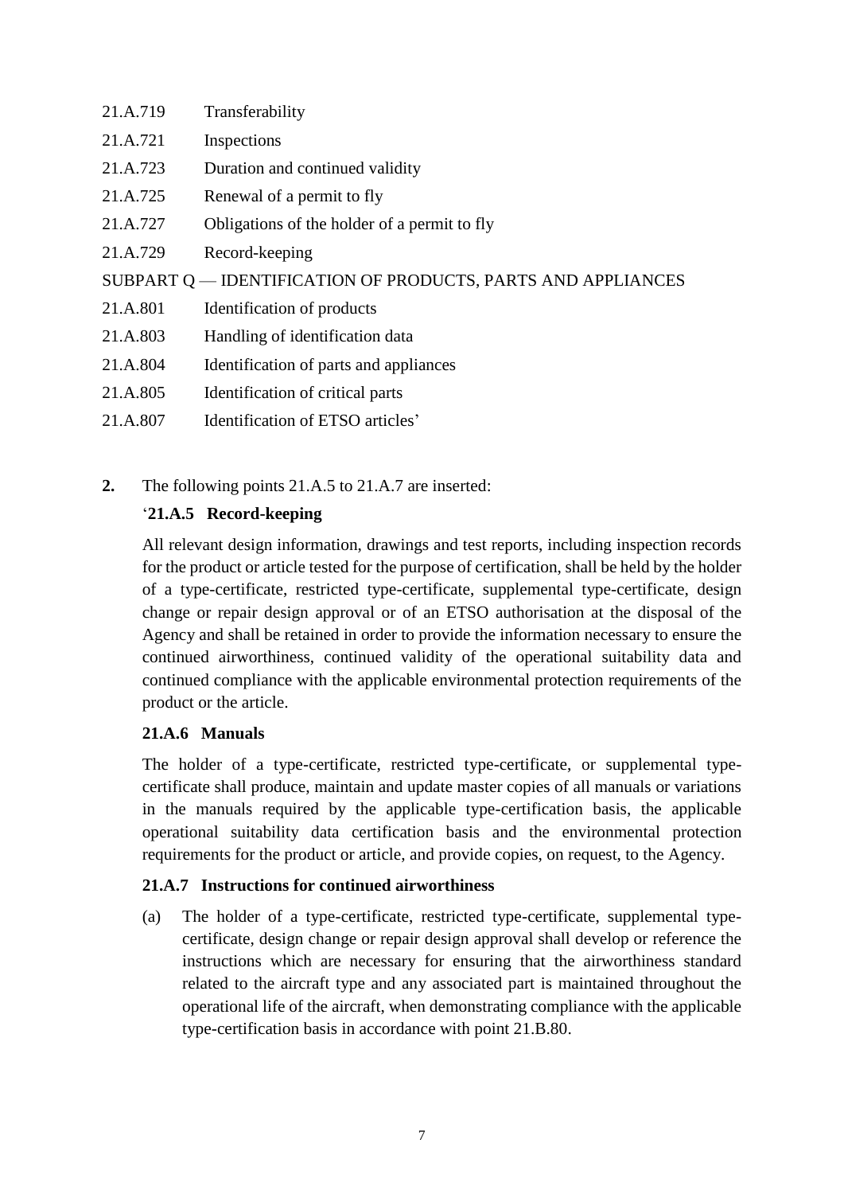21.A.719 Transferability

21.A.721 Inspections

21.A.723 Duration and continued validity

21.A.725 Renewal of a permit to fly

21.A.727 Obligations of the holder of a permit to fly

21.A.729 Record-keeping

SUBPART Q — IDENTIFICATION OF PRODUCTS, PARTS AND APPLIANCES

21.A.801 Identification of products

21.A.803 Handling of identification data

21.A.804 Identification of parts and appliances

21.A.805 Identification of critical parts

21.A.807 Identification of ETSO articles'

**2.** The following points 21.A.5 to 21.A.7 are inserted:

'**21.A.5 Record-keeping**

All relevant design information, drawings and test reports, including inspection records for the product or article tested for the purpose of certification, shall be held by the holder of a type-certificate, restricted type-certificate, supplemental type-certificate, design change or repair design approval or of an ETSO authorisation at the disposal of the Agency and shall be retained in order to provide the information necessary to ensure the continued airworthiness, continued validity of the operational suitability data and continued compliance with the applicable environmental protection requirements of the product or the article.

**21.A.6 Manuals**

The holder of a type-certificate, restricted type-certificate, or supplemental type-certificate shall produce, maintain and update master copies of all manuals or variations in the manuals required by the applicable type-certification basis, the applicable operational suitability data certification basis and the environmental protection requirements for the product or article, and provide copies, on request, to the Agency.

**21.A.7 Instructions for continued airworthiness**

(a) The holder of a type-certificate, restricted type-certificate, supplemental type-certificate, design change or repair design approval shall develop or reference the instructions which are necessary for ensuring that the airworthiness standard related to the aircraft type and any associated part is maintained throughout the operational life of the aircraft, when demonstrating compliance with the applicable type-certification basis in accordance with point 21.B.80.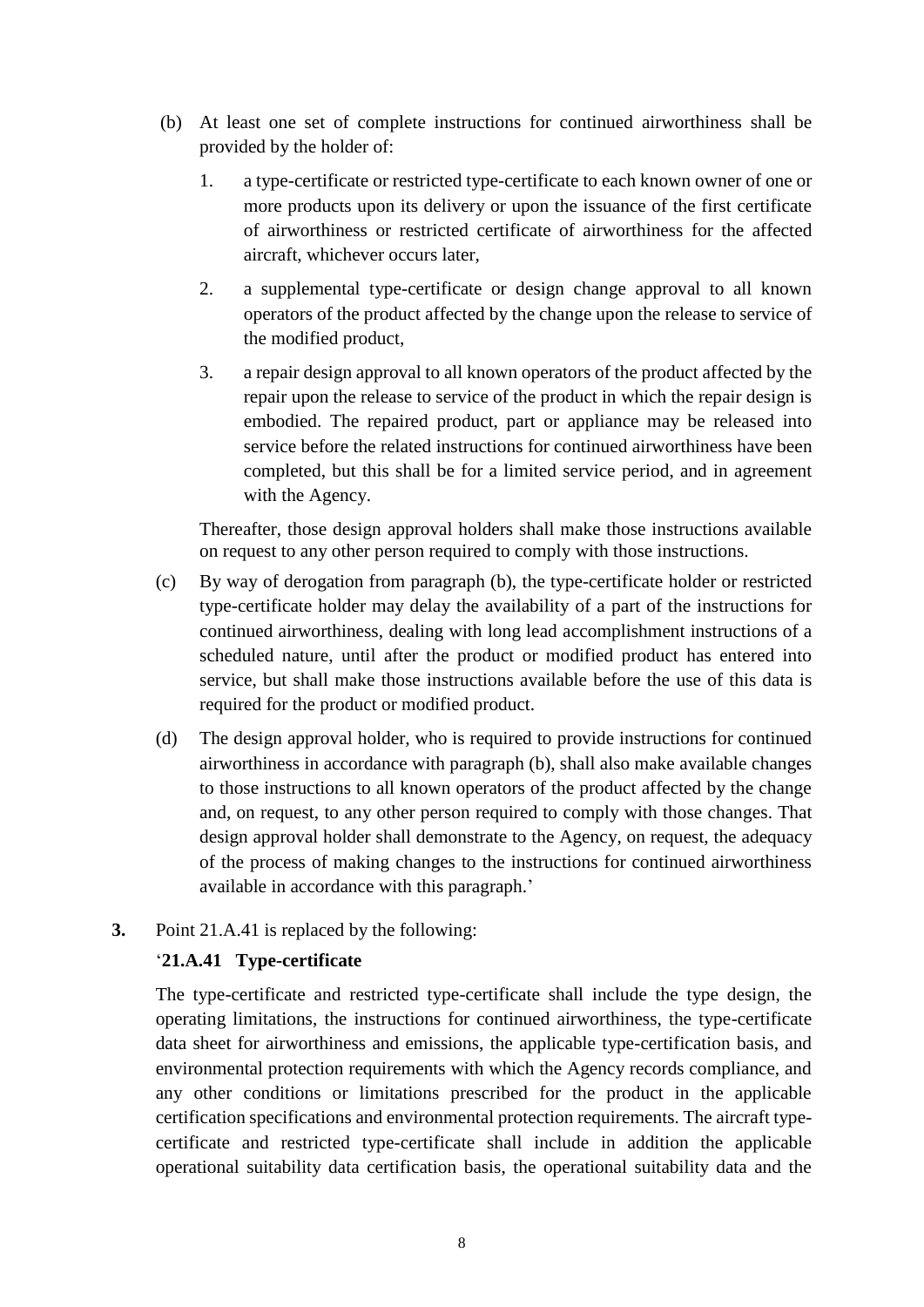(b) At least one set of complete instructions for continued airworthiness shall be provided by the holder of:

1. a type-certificate or restricted type-certificate to each known owner of one or more products upon its delivery or upon the issuance of the first certificate of airworthiness or restricted certificate of airworthiness for the affected aircraft, whichever occurs later,

2. a supplemental type-certificate or design change approval to all known operators of the product affected by the change upon the release to service of the modified product,

3. a repair design approval to all known operators of the product affected by the repair upon the release to service of the product in which the repair design is embodied. The repaired product, part or appliance may be released into service before the related instructions for continued airworthiness have been completed, but this shall be for a limited service period, and in agreement with the Agency.

Thereafter, those design approval holders shall make those instructions available on request to any other person required to comply with those instructions.

(c) By way of derogation from paragraph (b), the type-certificate holder or restricted type-certificate holder may delay the availability of a part of the instructions for continued airworthiness, dealing with long lead accomplishment instructions of a scheduled nature, until after the product or modified product has entered into service, but shall make those instructions available before the use of this data is required for the product or modified product.

(d) The design approval holder, who is required to provide instructions for continued airworthiness in accordance with paragraph (b), shall also make available changes to those instructions to all known operators of the product affected by the change and, on request, to any other person required to comply with those changes. That design approval holder shall demonstrate to the Agency, on request, the adequacy of the process of making changes to the instructions for continued airworthiness available in accordance with this paragraph.'

**3.** Point 21.A.41 is replaced by the following:

'**21.A.41 Type-certificate**

The type-certificate and restricted type-certificate shall include the type design, the operating limitations, the instructions for continued airworthiness, the type-certificate data sheet for airworthiness and emissions, the applicable type-certification basis, and environmental protection requirements with which the Agency records compliance, and any other conditions or limitations prescribed for the product in the applicable certification specifications and environmental protection requirements. The aircraft type-certificate and restricted type-certificate shall include in addition the applicable operational suitability data certification basis, the operational suitability data and the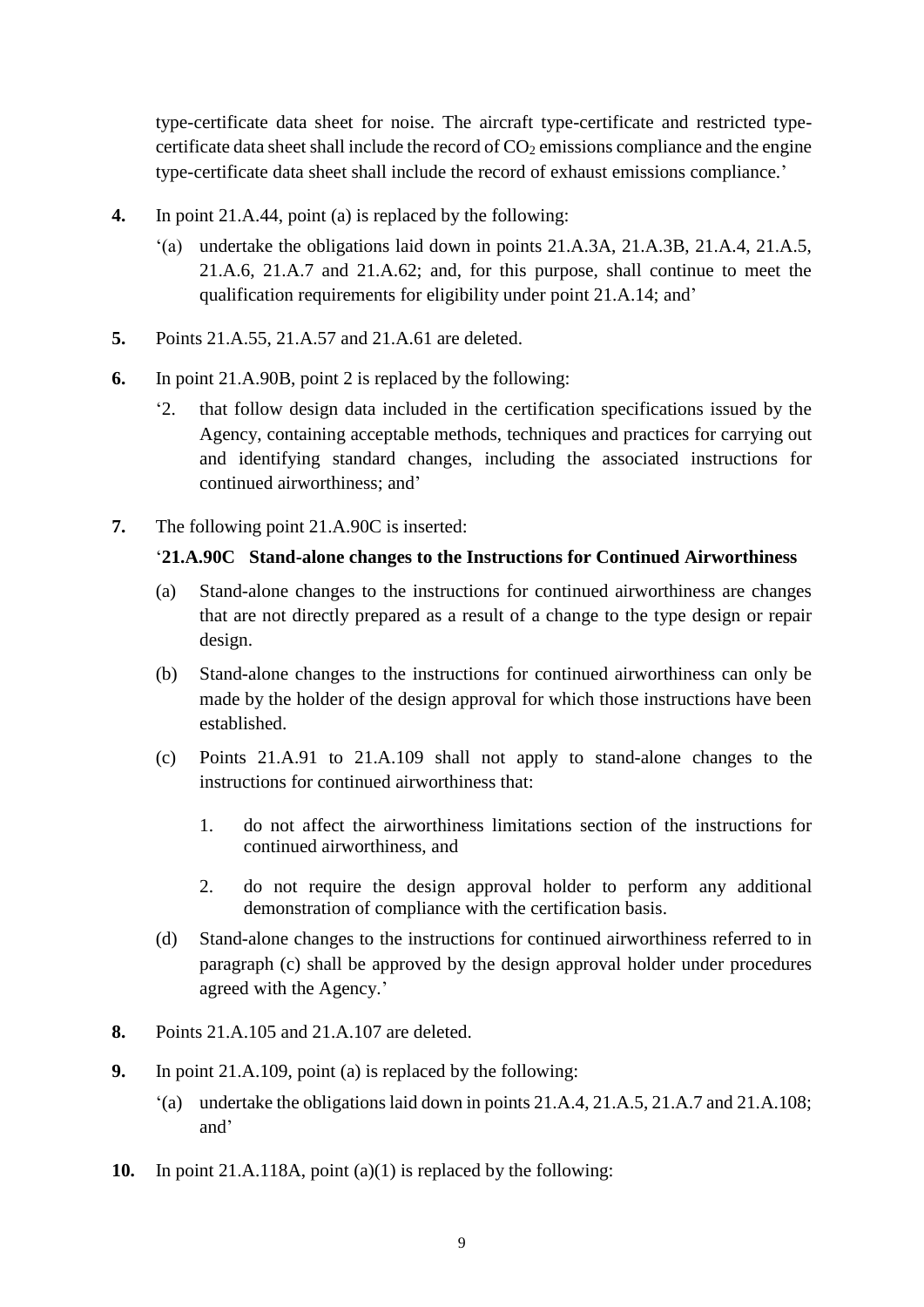type-certificate data sheet for noise. The aircraft type-certificate and restricted type-certificate data sheet shall include the record of $CO_2$ emissions compliance and the engine type-certificate data sheet shall include the record of exhaust emissions compliance.'

**4.** In point 21.A.44, point (a) is replaced by the following:

'(a) undertake the obligations laid down in points 21.A.3A, 21.A.3B, 21.A.4, 21.A.5, 21.A.6, 21.A.7 and 21.A.62; and, for this purpose, shall continue to meet the qualification requirements for eligibility under point 21.A.14; and'

**5.** Points 21.A.55, 21.A.57 and 21.A.61 are deleted.

**6.** In point 21.A.90B, point 2 is replaced by the following:

'2. that follow design data included in the certification specifications issued by the Agency, containing acceptable methods, techniques and practices for carrying out and identifying standard changes, including the associated instructions for continued airworthiness; and'

**7.** The following point 21.A.90C is inserted:

'**21.A.90C Stand-alone changes to the Instructions for Continued Airworthiness**

(a) Stand-alone changes to the instructions for continued airworthiness are changes that are not directly prepared as a result of a change to the type design or repair design.

(b) Stand-alone changes to the instructions for continued airworthiness can only be made by the holder of the design approval for which those instructions have been established.

(c) Points 21.A.91 to 21.A.109 shall not apply to stand-alone changes to the instructions for continued airworthiness that:

1. do not affect the airworthiness limitations section of the instructions for continued airworthiness, and

2. do not require the design approval holder to perform any additional demonstration of compliance with the certification basis.

(d) Stand-alone changes to the instructions for continued airworthiness referred to in paragraph (c) shall be approved by the design approval holder under procedures agreed with the Agency.'

**8.** Points 21.A.105 and 21.A.107 are deleted.

**9.** In point 21.A.109, point (a) is replaced by the following:

'(a) undertake the obligations laid down in points 21.A.4, 21.A.5, 21.A.7 and 21.A.108; and'

**10.** In point 21.A.118A, point (a)(1) is replaced by the following: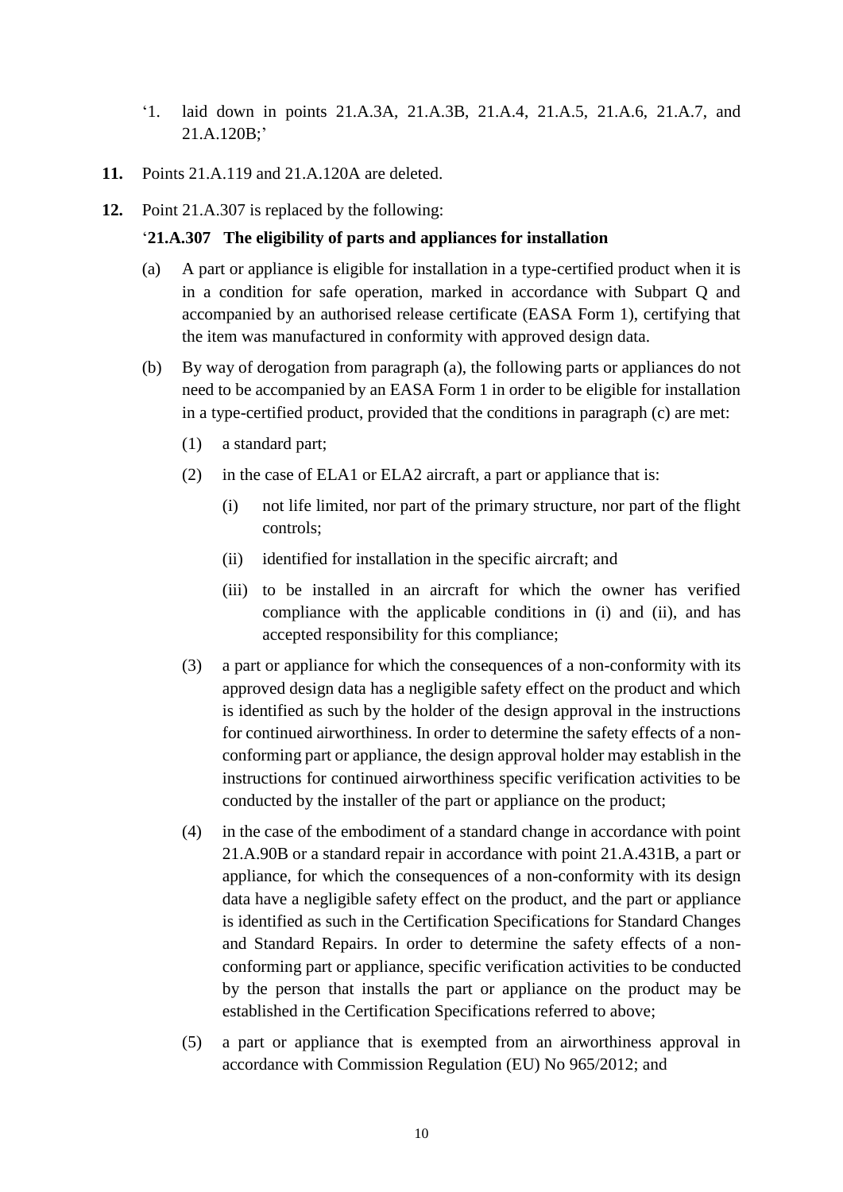'1. laid down in points 21.A.3A, 21.A.3B, 21.A.4, 21.A.5, 21.A.6, 21.A.7, and 21.A.120B;'

**11.** Points 21.A.119 and 21.A.120A are deleted.

**12.** Point 21.A.307 is replaced by the following:

'**21.A.307 The eligibility of parts and appliances for installation**

(a) A part or appliance is eligible for installation in a type-certified product when it is in a condition for safe operation, marked in accordance with Subpart Q and accompanied by an authorised release certificate (EASA Form 1), certifying that the item was manufactured in conformity with approved design data.

(b) By way of derogation from paragraph (a), the following parts or appliances do not need to be accompanied by an EASA Form 1 in order to be eligible for installation in a type-certified product, provided that the conditions in paragraph (c) are met:

(1) a standard part;

(2) in the case of ELA1 or ELA2 aircraft, a part or appliance that is:

(i) not life limited, nor part of the primary structure, nor part of the flight controls;

(ii) identified for installation in the specific aircraft; and

(iii) to be installed in an aircraft for which the owner has verified compliance with the applicable conditions in (i) and (ii), and has accepted responsibility for this compliance;

(3) a part or appliance for which the consequences of a non-conformity with its approved design data has a negligible safety effect on the product and which is identified as such by the holder of the design approval in the instructions for continued airworthiness. In order to determine the safety effects of a non-conforming part or appliance, the design approval holder may establish in the instructions for continued airworthiness specific verification activities to be conducted by the installer of the part or appliance on the product;

(4) in the case of the embodiment of a standard change in accordance with point 21.A.90B or a standard repair in accordance with point 21.A.431B, a part or appliance, for which the consequences of a non-conformity with its design data have a negligible safety effect on the product, and the part or appliance is identified as such in the Certification Specifications for Standard Changes and Standard Repairs. In order to determine the safety effects of a non-conforming part or appliance, specific verification activities to be conducted by the person that installs the part or appliance on the product may be established in the Certification Specifications referred to above;

(5) a part or appliance that is exempted from an airworthiness approval in accordance with Commission Regulation (EU) No 965/2012; and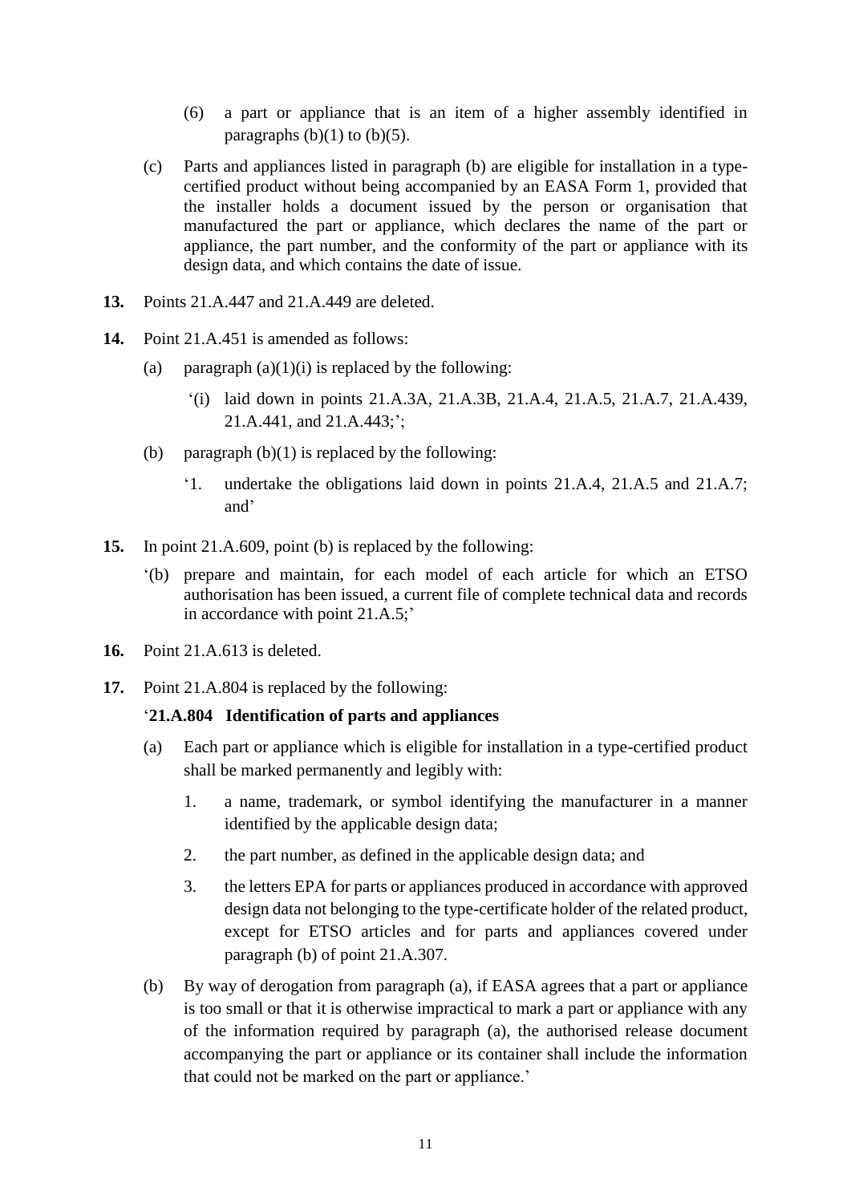(6) a part or appliance that is an item of a higher assembly identified in paragraphs (b)(1) to (b)(5).

(c) Parts and appliances listed in paragraph (b) are eligible for installation in a type-certified product without being accompanied by an EASA Form 1, provided that the installer holds a document issued by the person or organisation that manufactured the part or appliance, which declares the name of the part or appliance, the part number, and the conformity of the part or appliance with its design data, and which contains the date of issue.

**13.** Points 21.A.447 and 21.A.449 are deleted.

**14.** Point 21.A.451 is amended as follows:

(a) paragraph (a)(1)(i) is replaced by the following:

‘(i) laid down in points 21.A.3A, 21.A.3B, 21.A.4, 21.A.5, 21.A.7, 21.A.439, 21.A.441, and 21.A.443;’;

(b) paragraph (b)(1) is replaced by the following:

‘1. undertake the obligations laid down in points 21.A.4, 21.A.5 and 21.A.7; and’

**15.** In point 21.A.609, point (b) is replaced by the following:

‘(b) prepare and maintain, for each model of each article for which an ETSO authorisation has been issued, a current file of complete technical data and records in accordance with point 21.A.5;’

**16.** Point 21.A.613 is deleted.

**17.** Point 21.A.804 is replaced by the following:

‘**21.A.804 Identification of parts and appliances**

(a) Each part or appliance which is eligible for installation in a type-certified product shall be marked permanently and legibly with:

1. a name, trademark, or symbol identifying the manufacturer in a manner identified by the applicable design data;

2. the part number, as defined in the applicable design data; and

3. the letters EPA for parts or appliances produced in accordance with approved design data not belonging to the type-certificate holder of the related product, except for ETSO articles and for parts and appliances covered under paragraph (b) of point 21.A.307.

(b) By way of derogation from paragraph (a), if EASA agrees that a part or appliance is too small or that it is otherwise impractical to mark a part or appliance with any of the information required by paragraph (a), the authorised release document accompanying the part or appliance or its container shall include the information that could not be marked on the part or appliance.’